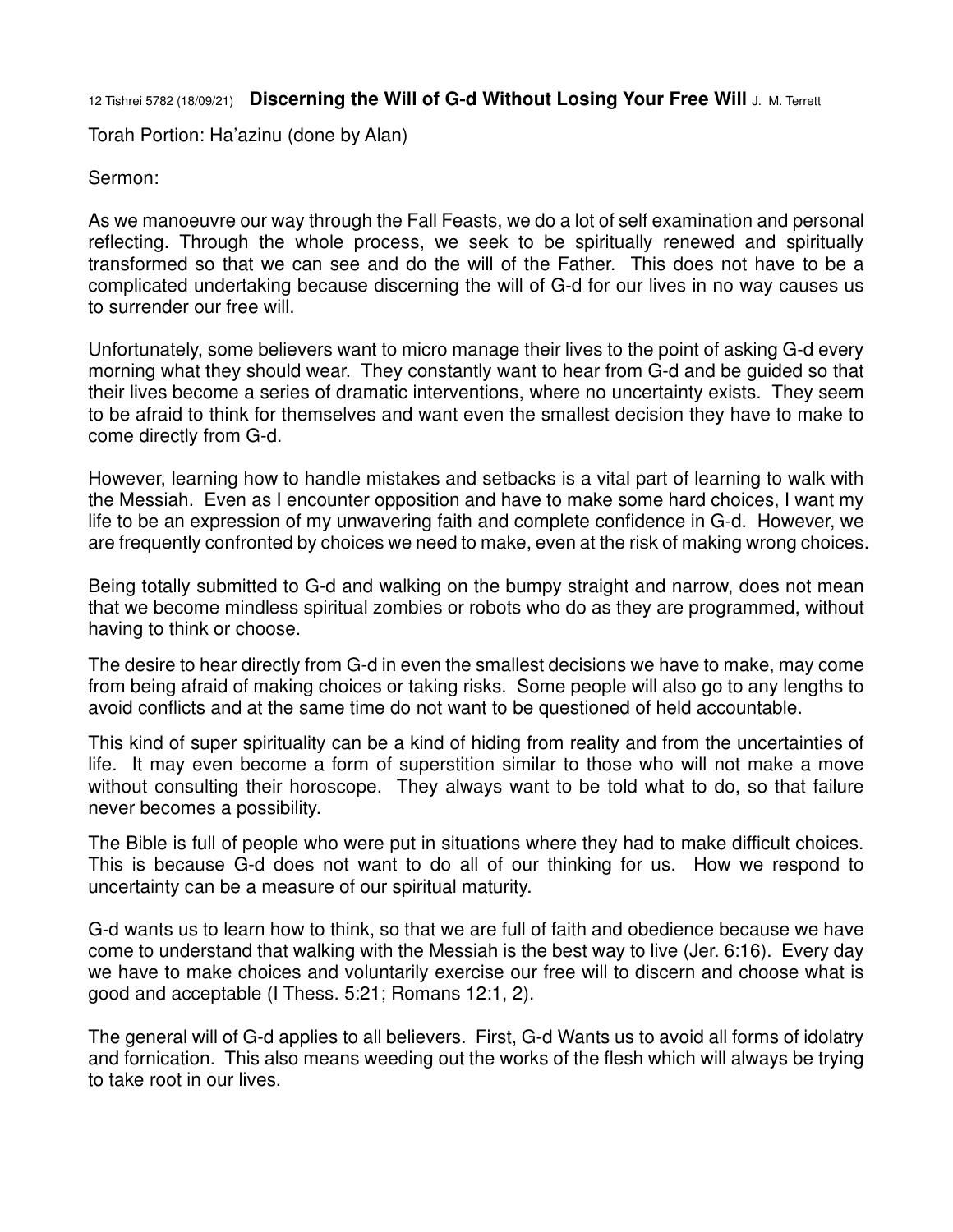12 Tishrei 5782 (18/09/21) **Discerning the Will of G-d Without Losing Your Free Will** J. M. Terrett

Torah Portion: Ha'azinu (done by Alan)

Sermon:

As we manoeuvre our way through the Fall Feasts, we do a lot of self examination and personal reflecting. Through the whole process, we seek to be spiritually renewed and spiritually transformed so that we can see and do the will of the Father. This does not have to be a complicated undertaking because discerning the will of G-d for our lives in no way causes us to surrender our free will.

Unfortunately, some believers want to micro manage their lives to the point of asking G-d every morning what they should wear. They constantly want to hear from G-d and be guided so that their lives become a series of dramatic interventions, where no uncertainty exists. They seem to be afraid to think for themselves and want even the smallest decision they have to make to come directly from G-d.

However, learning how to handle mistakes and setbacks is a vital part of learning to walk with the Messiah. Even as I encounter opposition and have to make some hard choices, I want my life to be an expression of my unwavering faith and complete confidence in G-d. However, we are frequently confronted by choices we need to make, even at the risk of making wrong choices.

Being totally submitted to G-d and walking on the bumpy straight and narrow, does not mean that we become mindless spiritual zombies or robots who do as they are programmed, without having to think or choose.

The desire to hear directly from G-d in even the smallest decisions we have to make, may come from being afraid of making choices or taking risks. Some people will also go to any lengths to avoid conflicts and at the same time do not want to be questioned of held accountable.

This kind of super spirituality can be a kind of hiding from reality and from the uncertainties of life. It may even become a form of superstition similar to those who will not make a move without consulting their horoscope. They always want to be told what to do, so that failure never becomes a possibility.

The Bible is full of people who were put in situations where they had to make difficult choices. This is because G-d does not want to do all of our thinking for us. How we respond to uncertainty can be a measure of our spiritual maturity.

G-d wants us to learn how to think, so that we are full of faith and obedience because we have come to understand that walking with the Messiah is the best way to live (Jer. 6:16). Every day we have to make choices and voluntarily exercise our free will to discern and choose what is good and acceptable (I Thess. 5:21; Romans 12:1, 2).

The general will of G-d applies to all believers. First, G-d Wants us to avoid all forms of idolatry and fornication. This also means weeding out the works of the flesh which will always be trying to take root in our lives.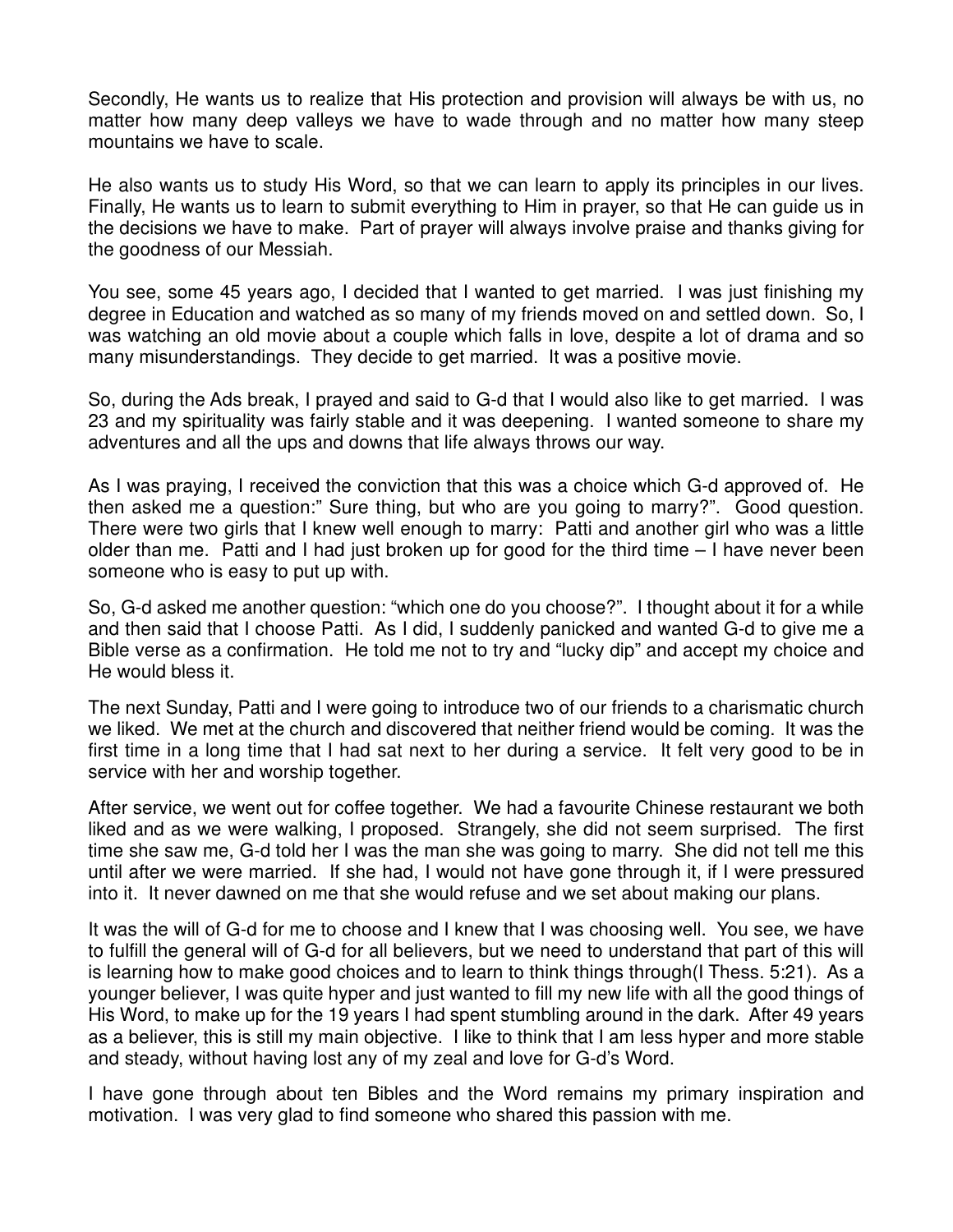Secondly, He wants us to realize that His protection and provision will always be with us, no matter how many deep valleys we have to wade through and no matter how many steep mountains we have to scale.

He also wants us to study His Word, so that we can learn to apply its principles in our lives. Finally, He wants us to learn to submit everything to Him in prayer, so that He can guide us in the decisions we have to make. Part of prayer will always involve praise and thanks giving for the goodness of our Messiah.

You see, some 45 years ago, I decided that I wanted to get married. I was just finishing my degree in Education and watched as so many of my friends moved on and settled down. So, I was watching an old movie about a couple which falls in love, despite a lot of drama and so many misunderstandings. They decide to get married. It was a positive movie.

So, during the Ads break, I prayed and said to G-d that I would also like to get married. I was 23 and my spirituality was fairly stable and it was deepening. I wanted someone to share my adventures and all the ups and downs that life always throws our way.

As I was praying, I received the conviction that this was a choice which G-d approved of. He then asked me a question:" Sure thing, but who are you going to marry?". Good question. There were two girls that I knew well enough to marry: Patti and another girl who was a little older than me. Patti and I had just broken up for good for the third time – I have never been someone who is easy to put up with.

So, G-d asked me another question: "which one do you choose?". I thought about it for a while and then said that I choose Patti. As I did, I suddenly panicked and wanted G-d to give me a Bible verse as a confirmation. He told me not to try and "lucky dip" and accept my choice and He would bless it.

The next Sunday, Patti and I were going to introduce two of our friends to a charismatic church we liked. We met at the church and discovered that neither friend would be coming. It was the first time in a long time that I had sat next to her during a service. It felt very good to be in service with her and worship together.

After service, we went out for coffee together. We had a favourite Chinese restaurant we both liked and as we were walking, I proposed. Strangely, she did not seem surprised. The first time she saw me, G-d told her I was the man she was going to marry. She did not tell me this until after we were married. If she had, I would not have gone through it, if I were pressured into it. It never dawned on me that she would refuse and we set about making our plans.

It was the will of G-d for me to choose and I knew that I was choosing well. You see, we have to fulfill the general will of G-d for all believers, but we need to understand that part of this will is learning how to make good choices and to learn to think things through(I Thess. 5:21). As a younger believer, I was quite hyper and just wanted to fill my new life with all the good things of His Word, to make up for the 19 years I had spent stumbling around in the dark. After 49 years as a believer, this is still my main objective. I like to think that I am less hyper and more stable and steady, without having lost any of my zeal and love for G-d's Word.

I have gone through about ten Bibles and the Word remains my primary inspiration and motivation. I was very glad to find someone who shared this passion with me.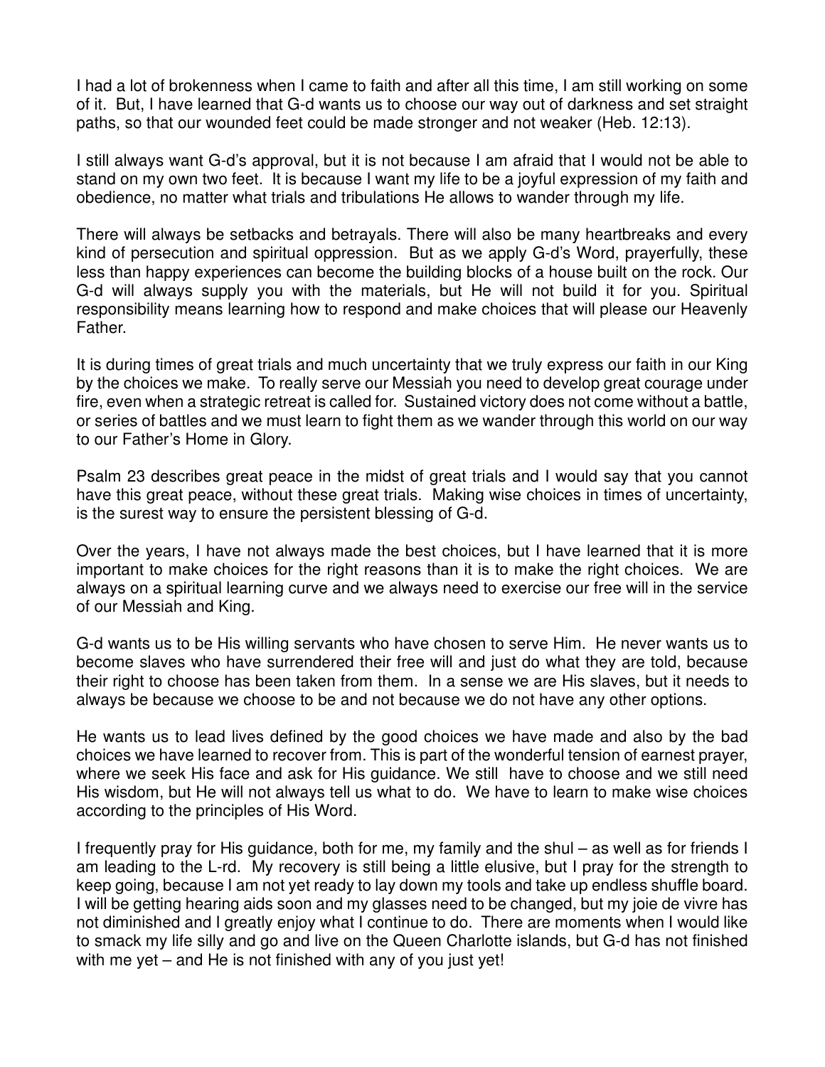I had a lot of brokenness when I came to faith and after all this time, I am still working on some of it. But, I have learned that G-d wants us to choose our way out of darkness and set straight paths, so that our wounded feet could be made stronger and not weaker (Heb. 12:13).

I still always want G-d's approval, but it is not because I am afraid that I would not be able to stand on my own two feet. It is because I want my life to be a joyful expression of my faith and obedience, no matter what trials and tribulations He allows to wander through my life.

There will always be setbacks and betrayals. There will also be many heartbreaks and every kind of persecution and spiritual oppression. But as we apply G-d's Word, prayerfully, these less than happy experiences can become the building blocks of a house built on the rock. Our G-d will always supply you with the materials, but He will not build it for you. Spiritual responsibility means learning how to respond and make choices that will please our Heavenly Father.

It is during times of great trials and much uncertainty that we truly express our faith in our King by the choices we make. To really serve our Messiah you need to develop great courage under fire, even when a strategic retreat is called for. Sustained victory does not come without a battle, or series of battles and we must learn to fight them as we wander through this world on our way to our Father's Home in Glory.

Psalm 23 describes great peace in the midst of great trials and I would say that you cannot have this great peace, without these great trials. Making wise choices in times of uncertainty, is the surest way to ensure the persistent blessing of G-d.

Over the years, I have not always made the best choices, but I have learned that it is more important to make choices for the right reasons than it is to make the right choices. We are always on a spiritual learning curve and we always need to exercise our free will in the service of our Messiah and King.

G-d wants us to be His willing servants who have chosen to serve Him. He never wants us to become slaves who have surrendered their free will and just do what they are told, because their right to choose has been taken from them. In a sense we are His slaves, but it needs to always be because we choose to be and not because we do not have any other options.

He wants us to lead lives defined by the good choices we have made and also by the bad choices we have learned to recover from. This is part of the wonderful tension of earnest prayer, where we seek His face and ask for His guidance. We still have to choose and we still need His wisdom, but He will not always tell us what to do. We have to learn to make wise choices according to the principles of His Word.

I frequently pray for His guidance, both for me, my family and the shul – as well as for friends I am leading to the L-rd. My recovery is still being a little elusive, but I pray for the strength to keep going, because I am not yet ready to lay down my tools and take up endless shuffle board. I will be getting hearing aids soon and my glasses need to be changed, but my joie de vivre has not diminished and I greatly enjoy what I continue to do. There are moments when I would like to smack my life silly and go and live on the Queen Charlotte islands, but G-d has not finished with me yet – and He is not finished with any of you just yet!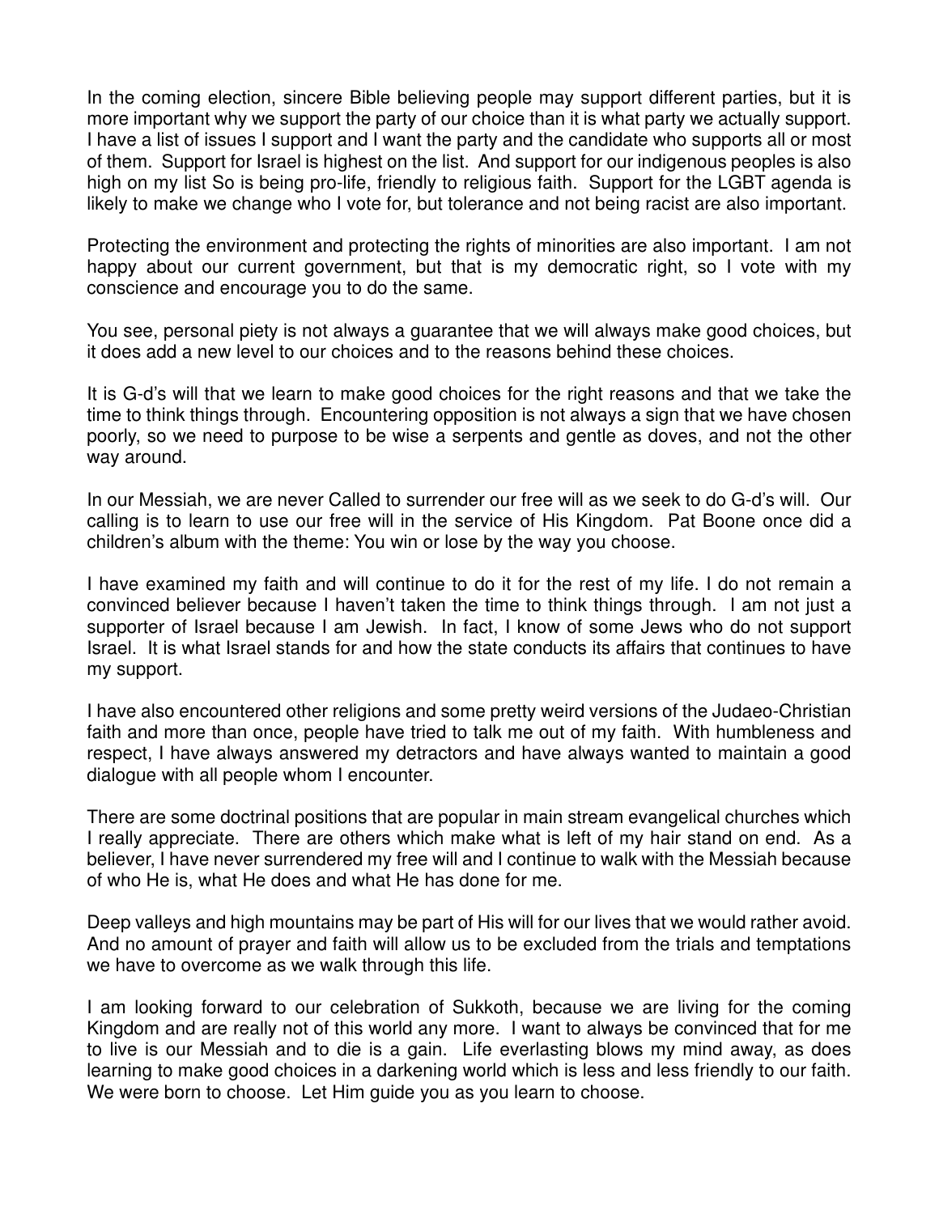In the coming election, sincere Bible believing people may support different parties, but it is more important why we support the party of our choice than it is what party we actually support. I have a list of issues I support and I want the party and the candidate who supports all or most of them. Support for Israel is highest on the list. And support for our indigenous peoples is also high on my list So is being pro-life, friendly to religious faith. Support for the LGBT agenda is likely to make we change who I vote for, but tolerance and not being racist are also important.

Protecting the environment and protecting the rights of minorities are also important. I am not happy about our current government, but that is my democratic right, so I vote with my conscience and encourage you to do the same.

You see, personal piety is not always a guarantee that we will always make good choices, but it does add a new level to our choices and to the reasons behind these choices.

It is G-d's will that we learn to make good choices for the right reasons and that we take the time to think things through. Encountering opposition is not always a sign that we have chosen poorly, so we need to purpose to be wise a serpents and gentle as doves, and not the other way around.

In our Messiah, we are never Called to surrender our free will as we seek to do G-d's will. Our calling is to learn to use our free will in the service of His Kingdom. Pat Boone once did a children's album with the theme: You win or lose by the way you choose.

I have examined my faith and will continue to do it for the rest of my life. I do not remain a convinced believer because I haven't taken the time to think things through. I am not just a supporter of Israel because I am Jewish. In fact, I know of some Jews who do not support Israel. It is what Israel stands for and how the state conducts its affairs that continues to have my support.

I have also encountered other religions and some pretty weird versions of the Judaeo-Christian faith and more than once, people have tried to talk me out of my faith. With humbleness and respect, I have always answered my detractors and have always wanted to maintain a good dialogue with all people whom I encounter.

There are some doctrinal positions that are popular in main stream evangelical churches which I really appreciate. There are others which make what is left of my hair stand on end. As a believer, I have never surrendered my free will and I continue to walk with the Messiah because of who He is, what He does and what He has done for me.

Deep valleys and high mountains may be part of His will for our lives that we would rather avoid. And no amount of prayer and faith will allow us to be excluded from the trials and temptations we have to overcome as we walk through this life.

I am looking forward to our celebration of Sukkoth, because we are living for the coming Kingdom and are really not of this world any more. I want to always be convinced that for me to live is our Messiah and to die is a gain. Life everlasting blows my mind away, as does learning to make good choices in a darkening world which is less and less friendly to our faith. We were born to choose. Let Him guide you as you learn to choose.